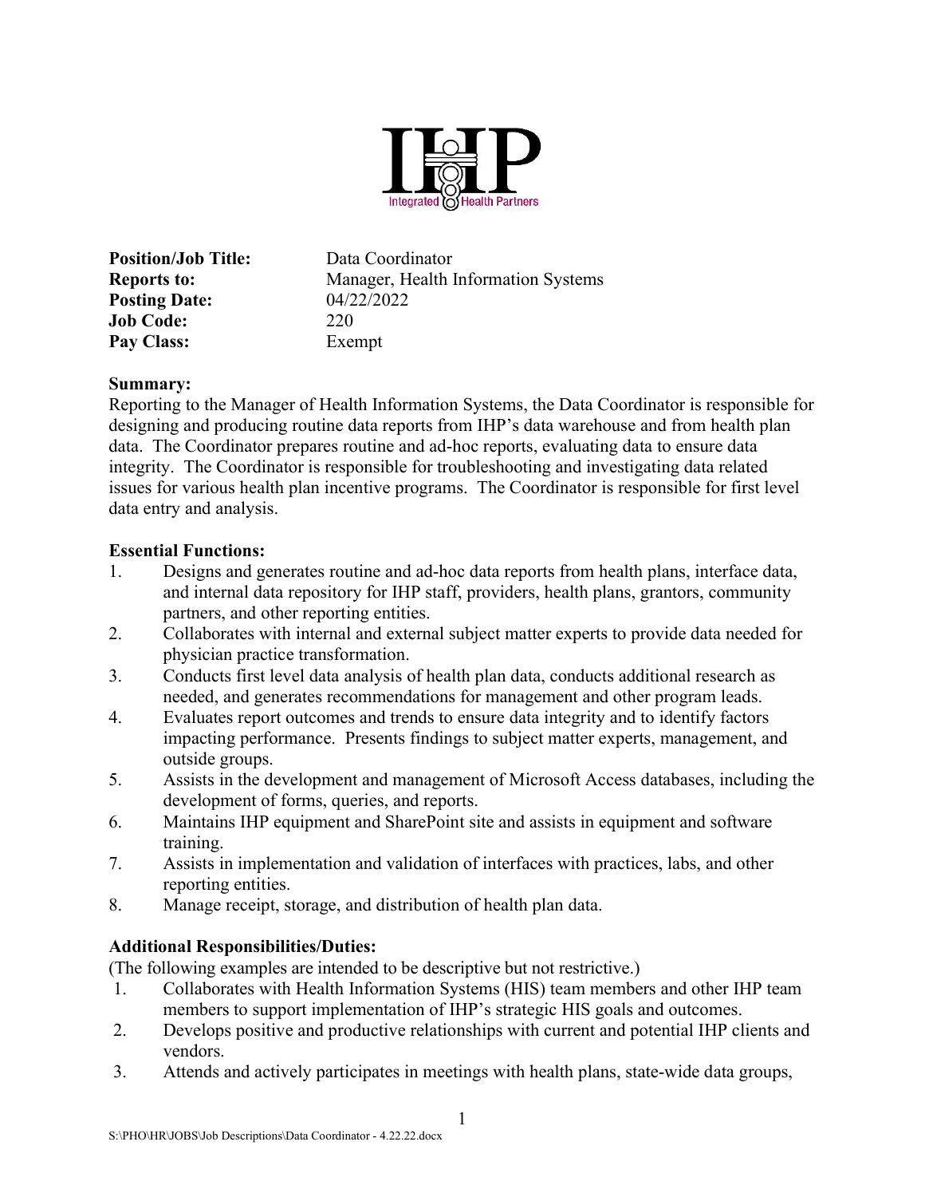IHP
Integrated Health Partners

**Position/Job Title:** Data Coordinator
**Reports to:** Manager, Health Information Systems
**Posting Date:** 04/22/2022
**Job Code:** 220
**Pay Class:** Exempt

**Summary:**
Reporting to the Manager of Health Information Systems, the Data Coordinator is responsible for designing and producing routine data reports from IHP's data warehouse and from health plan data. The Coordinator prepares routine and ad-hoc reports, evaluating data to ensure data integrity. The Coordinator is responsible for troubleshooting and investigating data related issues for various health plan incentive programs. The Coordinator is responsible for first level data entry and analysis.

**Essential Functions:**

1. Designs and generates routine and ad-hoc data reports from health plans, interface data, and internal data repository for IHP staff, providers, health plans, grantors, community partners, and other reporting entities.
2. Collaborates with internal and external subject matter experts to provide data needed for physician practice transformation.
3. Conducts first level data analysis of health plan data, conducts additional research as needed, and generates recommendations for management and other program leads.
4. Evaluates report outcomes and trends to ensure data integrity and to identify factors impacting performance. Presents findings to subject matter experts, management, and outside groups.
5. Assists in the development and management of Microsoft Access databases, including the development of forms, queries, and reports.
6. Maintains IHP equipment and SharePoint site and assists in equipment and software training.
7. Assists in implementation and validation of interfaces with practices, labs, and other reporting entities.
8. Manage receipt, storage, and distribution of health plan data.

**Additional Responsibilities/Duties:**
(The following examples are intended to be descriptive but not restrictive.)

1. Collaborates with Health Information Systems (HIS) team members and other IHP team members to support implementation of IHP's strategic HIS goals and outcomes.
2. Develops positive and productive relationships with current and potential IHP clients and vendors.
3. Attends and actively participates in meetings with health plans, state-wide data groups,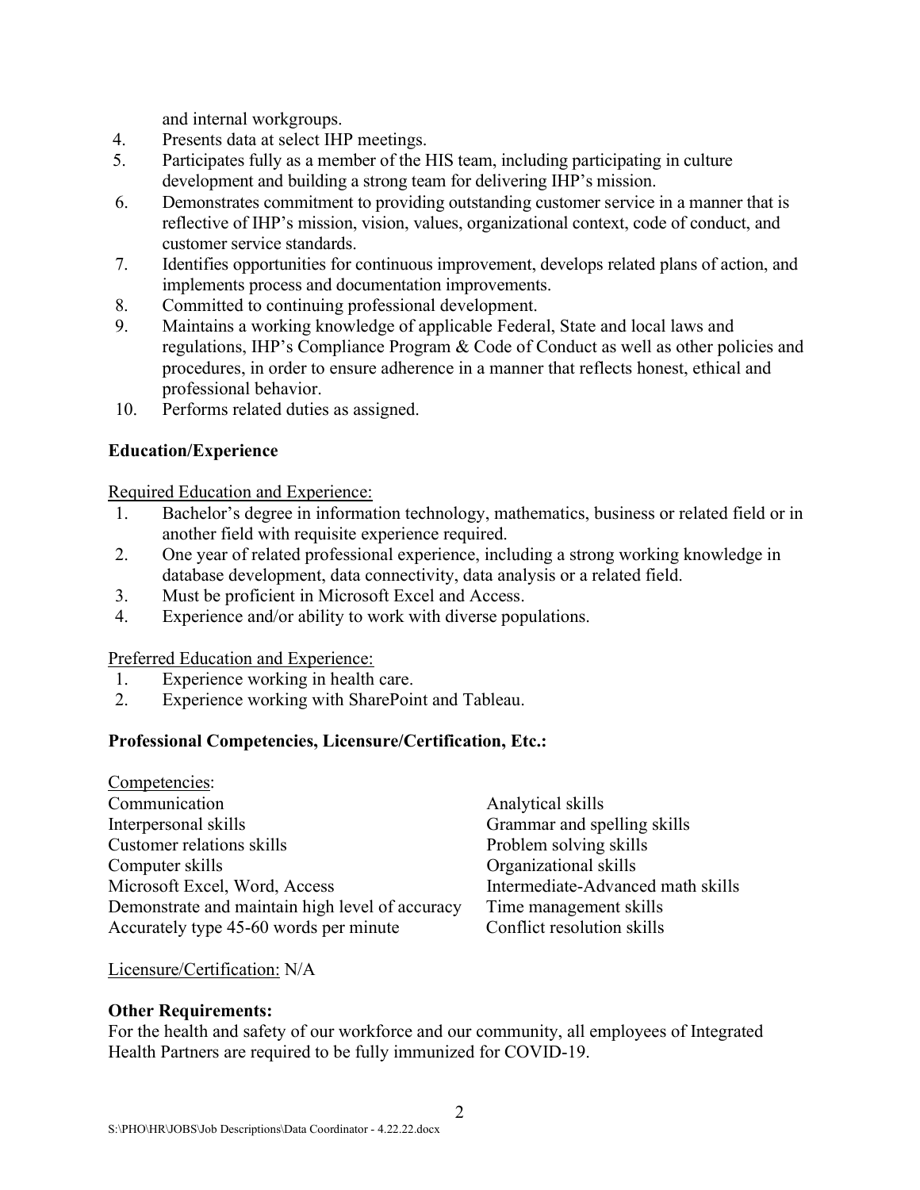and internal workgroups.

4. Presents data at select IHP meetings.
5. Participates fully as a member of the HIS team, including participating in culture development and building a strong team for delivering IHP's mission.
6. Demonstrates commitment to providing outstanding customer service in a manner that is reflective of IHP's mission, vision, values, organizational context, code of conduct, and customer service standards.
7. Identifies opportunities for continuous improvement, develops related plans of action, and implements process and documentation improvements.
8. Committed to continuing professional development.
9. Maintains a working knowledge of applicable Federal, State and local laws and regulations, IHP's Compliance Program & Code of Conduct as well as other policies and procedures, in order to ensure adherence in a manner that reflects honest, ethical and professional behavior.
10. Performs related duties as assigned.

**Education/Experience**

Required Education and Experience:

1. Bachelor's degree in information technology, mathematics, business or related field or in another field with requisite experience required.
2. One year of related professional experience, including a strong working knowledge in database development, data connectivity, data analysis or a related field.
3. Must be proficient in Microsoft Excel and Access.
4. Experience and/or ability to work with diverse populations.

Preferred Education and Experience:

1. Experience working in health care.
2. Experience working with SharePoint and Tableau.

**Professional Competencies, Licensure/Certification, Etc.:**

Competencies:

- Communication
- Interpersonal skills
- Customer relations skills
- Computer skills
- Microsoft Excel, Word, Access
- Demonstrate and maintain high level of accuracy
- Accurately type 45-60 words per minute
- Analytical skills
- Grammar and spelling skills
- Problem solving skills
- Organizational skills
- Intermediate-Advanced math skills
- Time management skills
- Conflict resolution skills

Licensure/Certification: N/A

**Other Requirements:**

For the health and safety of our workforce and our community, all employees of Integrated Health Partners are required to be fully immunized for COVID-19.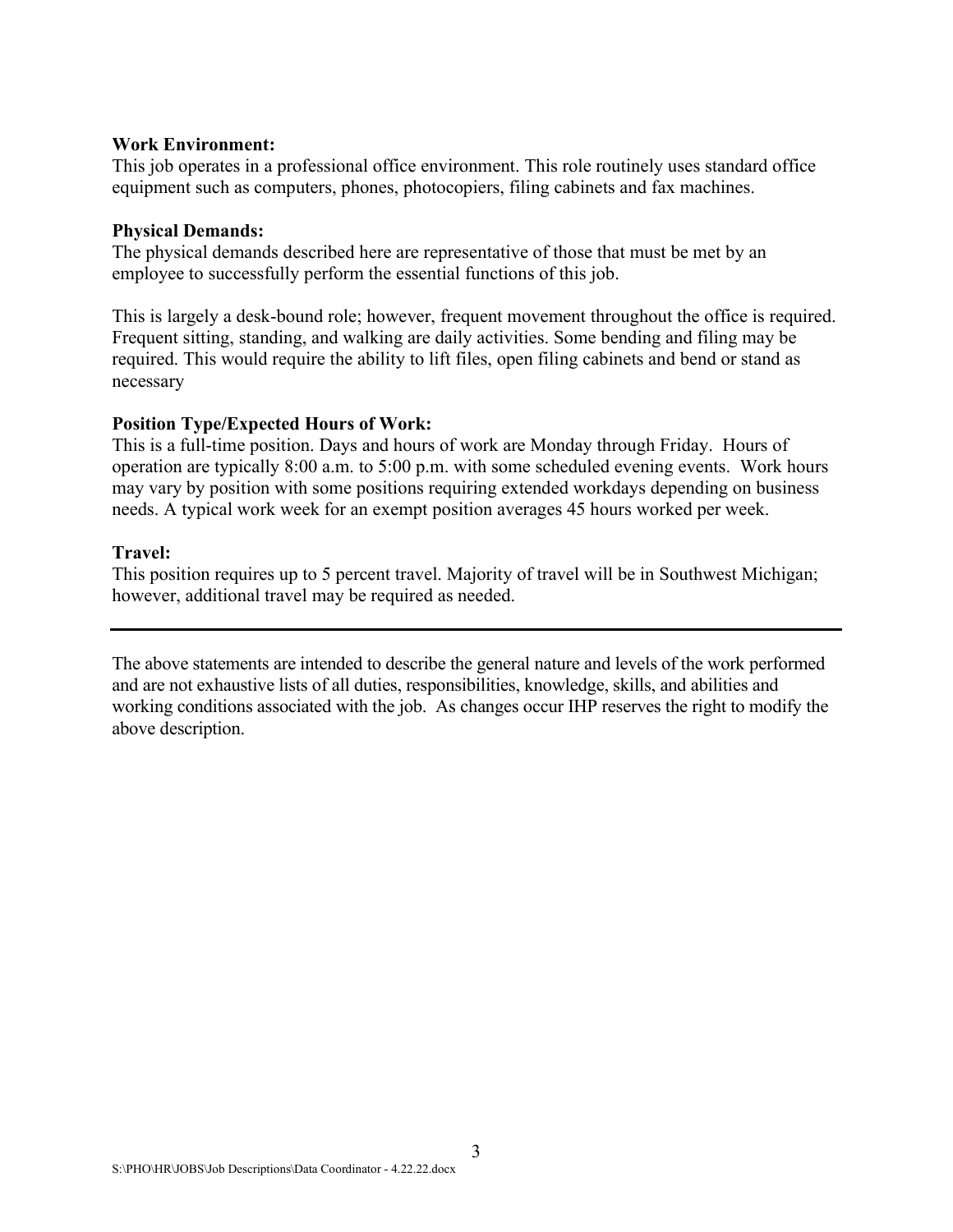**Work Environment:**
This job operates in a professional office environment. This role routinely uses standard office equipment such as computers, phones, photocopiers, filing cabinets and fax machines.

**Physical Demands:**
The physical demands described here are representative of those that must be met by an employee to successfully perform the essential functions of this job.

This is largely a desk-bound role; however, frequent movement throughout the office is required. Frequent sitting, standing, and walking are daily activities. Some bending and filing may be required. This would require the ability to lift files, open filing cabinets and bend or stand as necessary

**Position Type/Expected Hours of Work:**
This is a full-time position. Days and hours of work are Monday through Friday. Hours of operation are typically 8:00 a.m. to 5:00 p.m. with some scheduled evening events. Work hours may vary by position with some positions requiring extended workdays depending on business needs. A typical work week for an exempt position averages 45 hours worked per week.

**Travel:**
This position requires up to 5 percent travel. Majority of travel will be in Southwest Michigan; however, additional travel may be required as needed.

---

The above statements are intended to describe the general nature and levels of the work performed and are not exhaustive lists of all duties, responsibilities, knowledge, skills, and abilities and working conditions associated with the job. As changes occur IHP reserves the right to modify the above description.